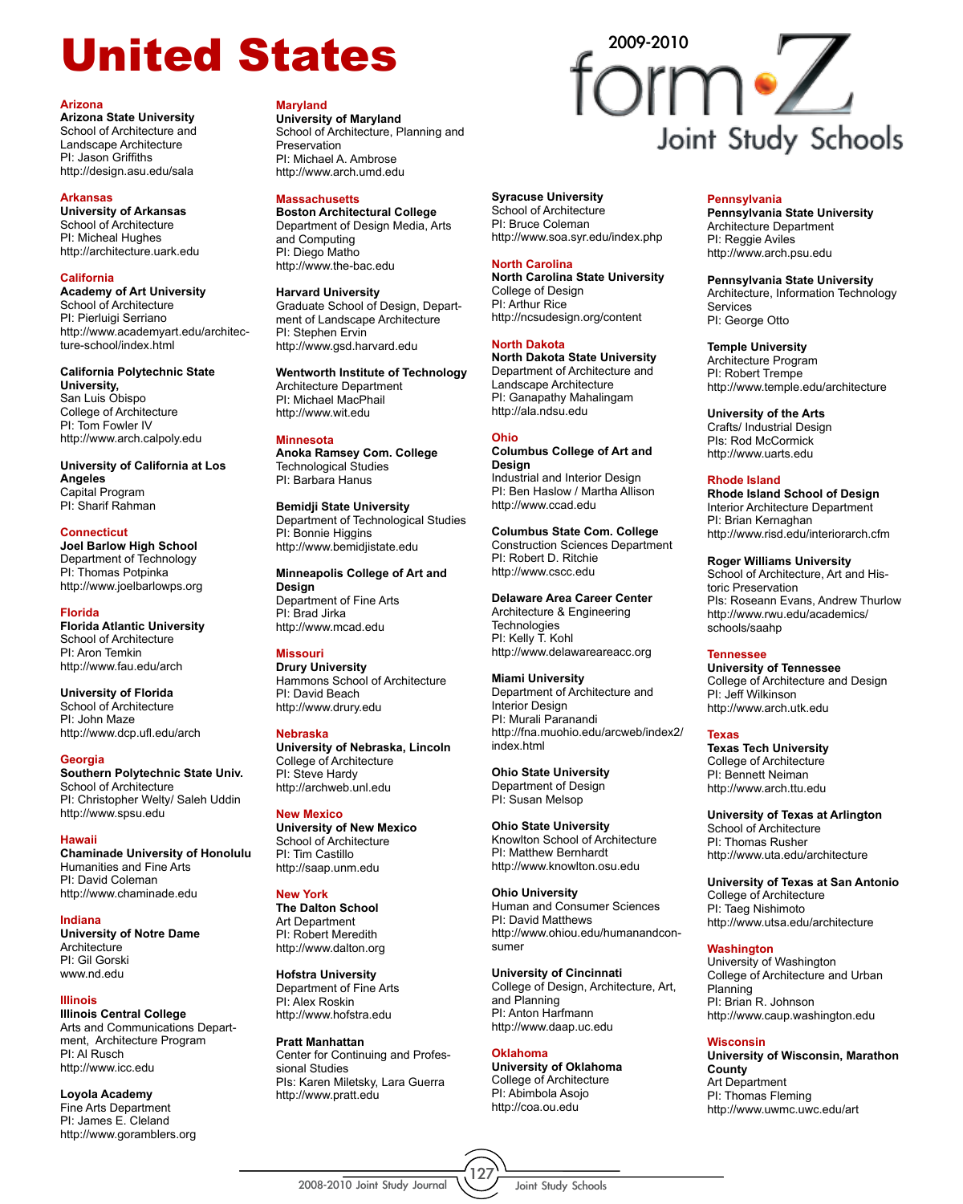# United States

## 2009-2010 form•Z Joint Study Schools

### Arizona

**Arizona State University**
School of Architecture and Landscape Architecture
PI: Jason Griffiths
http://design.asu.edu/sala

### Arkansas

**University of Arkansas**
School of Architecture
PI: Micheal Hughes
http://architecture.uark.edu

### California

**Academy of Art University**
School of Architecture
PI: Pierluigi Serriano
http://www.academyart.edu/architecture-school/index.html

**California Polytechnic State University,**
San Luis Obispo
College of Architecture
PI: Tom Fowler IV
http://www.arch.calpoly.edu

**University of California at Los Angeles**
Capital Program
PI: Sharif Rahman

### Connecticut

**Joel Barlow High School**
Department of Technology
PI: Thomas Potpinka
http://www.joelbarlowps.org

### Florida

**Florida Atlantic University**
School of Architecture
PI: Aron Temkin
http://www.fau.edu/arch

**University of Florida**
School of Architecture
PI: John Maze
http://www.dcp.ufl.edu/arch

### Georgia

**Southern Polytechnic State Univ.**
School of Architecture
PI: Christopher Welty/ Saleh Uddin
http://www.spsu.edu

### Hawaii

**Chaminade University of Honolulu**
Humanities and Fine Arts
PI: David Coleman
http://www.chaminade.edu

### Indiana

**University of Notre Dame**
Architecture
PI: Gil Gorski
www.nd.edu

### Illinois

**Illinois Central College**
Arts and Communications Department, Architecture Program
PI: Al Rusch
http://www.icc.edu

**Loyola Academy**
Fine Arts Department
PI: James E. Cleland
http://www.gorambIers.org

### Maryland

**University of Maryland**
School of Architecture, Planning and Preservation
PI: Michael A. Ambrose
http://www.arch.umd.edu

### Massachusetts

**Boston Architectural College**
Department of Design Media, Arts and Computing
PI: Diego Matho
http://www.the-bac.edu

**Harvard University**
Graduate School of Design, Department of Landscape Architecture
PI: Stephen Ervin
http://www.gsd.harvard.edu

**Wentworth Institute of Technology**
Architecture Department
PI: Michael MacPhail
http://www.wit.edu

### Minnesota

**Anoka Ramsey Com. College**
Technological Studies
PI: Barbara Hanus

**Bemidji State University**
Department of Technological Studies
PI: Bonnie Higgins
http://www.bemidjistate.edu

**Minneapolis College of Art and Design**
Department of Fine Arts
PI: Brad Jirka
http://www.mcad.edu

### Missouri

**Drury University**
Hammons School of Architecture
PI: David Beach
http://www.drury.edu

### Nebraska

**University of Nebraska, Lincoln**
College of Architecture
PI: Steve Hardy
http://archweb.unl.edu

### New Mexico

**University of New Mexico**
School of Architecture
PI: Tim Castillo
http://saap.unm.edu

### New York

**The Dalton School**
Art Department
PI: Robert Meredith
http://www.dalton.org

**Hofstra University**
Department of Fine Arts
PI: Alex Roskin
http://www.hofstra.edu

**Pratt Manhattan**
Center for Continuing and Professional Studies
PIs: Karen Miletsky, Lara Guerra
http://www.pratt.edu

**Syracuse University**
School of Architecture
PI: Bruce Coleman
http://www.soa.syr.edu/index.php

### North Carolina

**North Carolina State University**
College of Design
PI: Arthur Rice
http://ncsudesign.org/content

### North Dakota

**North Dakota State University**
Department of Architecture and Landscape Architecture
PI: Ganapathy Mahalingam
http://ala.ndsu.edu

### Ohio

**Columbus College of Art and Design**
Industrial and Interior Design
PI: Ben Haslow / Martha Allison
http://www.ccad.edu

**Columbus State Com. College**
Construction Sciences Department
PI: Robert D. Ritchie
http://www.cscc.edu

**Delaware Area Career Center**
Architecture & Engineering Technologies
PI: Kelly T. Kohl
http://www.delawareareacc.org

**Miami University**
Department of Architecture and Interior Design
PI: Murali Paranandi
http://fna.muohio.edu/arcweb/index2/index.html

**Ohio State University**
Department of Design
PI: Susan Melsop

**Ohio State University**
Knowlton School of Architecture
PI: Matthew Bernhardt
http://www.knowlton.osu.edu

**Ohio University**
Human and Consumer Sciences
PI: David Matthews
http://www.ohiou.edu/humanandconsumer

**University of Cincinnati**
College of Design, Architecture, Art, and Planning
PI: Anton Harfmann
http://www.daap.uc.edu

### Oklahoma

**University of Oklahoma**
College of Architecture
PI: Abimbola Asojo
http://coa.ou.edu

### Pennsylvania

**Pennsylvania State University**
Architecture Department
PI: Reggie Aviles
http://www.arch.psu.edu

**Pennsylvania State University**
Architecture, Information Technology Services
PI: George Otto

**Temple University**
Architecture Program
PI: Robert Trempe
http://www.temple.edu/architecture

**University of the Arts**
Crafts/ Industrial Design
PIs: Rod McCormick
http://www.uarts.edu

### Rhode Island

**Rhode Island School of Design**
Interior Architecture Department
PI: Brian Kernaghan
http://www.risd.edu/interiorarch.cfm

**Roger Williams University**
School of Architecture, Art and Historic Preservation
PIs: Roseann Evans, Andrew Thurlow
http://www.rwu.edu/academics/schools/saahp

### Tennessee

**University of Tennessee**
College of Architecture and Design
PI: Jeff Wilkinson
http://www.arch.utk.edu

### Texas

**Texas Tech University**
College of Architecture
PI: Bennett Neiman
http://www.arch.ttu.edu

**University of Texas at Arlington**
School of Architecture
PI: Thomas Rusher
http://www.uta.edu/architecture

**University of Texas at San Antonio**
College of Architecture
PI: Taeg Nishimoto
http://www.utsa.edu/architecture

### Washington

University of Washington
College of Architecture and Urban Planning
PI: Brian R. Johnson
http://www.caup.washington.edu

### Wisconsin

**University of Wisconsin, Marathon County**
Art Department
PI: Thomas Fleming
http://www.uwmc.uwc.edu/art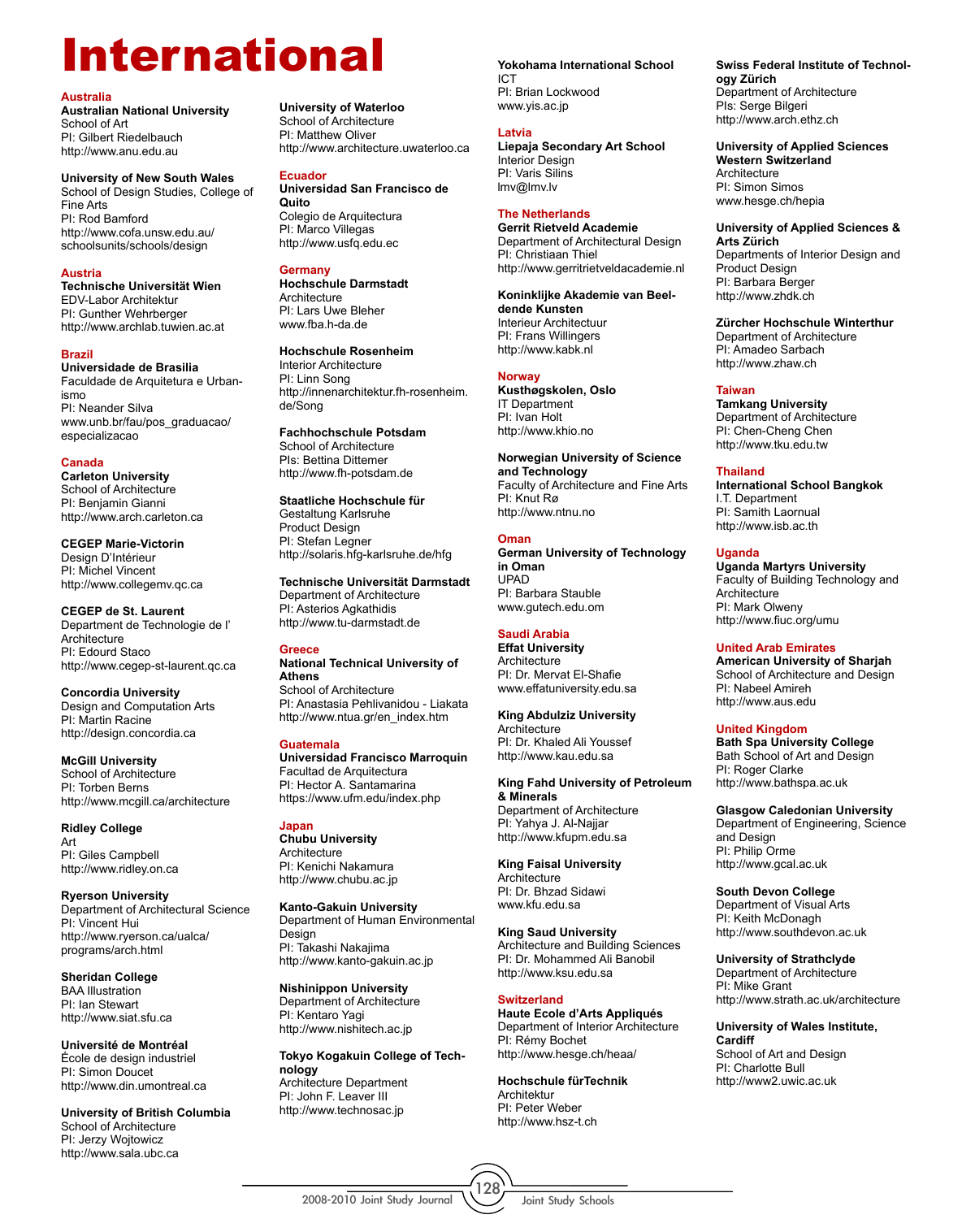# International

## Australia

**Australian National University**
School of Art
PI: Gilbert Riedelbauch
http://www.anu.edu.au

**University of New South Wales**
School of Design Studies, College of Fine Arts
PI: Rod Bamford
http://www.cofa.unsw.edu.au/schoolsunits/schools/design

## Austria

**Technische Universität Wien**
EDV-Labor Architektur
PI: Gunther Wehrberger
http://www.archlab.tuwien.ac.at

## Brazil

**Universidade de Brasilia**
Faculdade de Arquitetura e Urbanismo
PI: Neander Silva
www.unb.br/fau/pos_graduacao/especializacao

## Canada

**Carleton University**
School of Architecture
PI: Benjamin Gianni
http://www.arch.carleton.ca

**CEGEP Marie-Victorin**
Design D'Intérieur
PI: Michel Vincent
http://www.collegemv.qc.ca

**CEGEP de St. Laurent**
Department de Technologie de l' Architecture
PI: Edourd Staco
http://www.cegep-st-laurent.qc.ca

**Concordia University**
Design and Computation Arts
PI: Martin Racine
http://design.concordia.ca

**McGill University**
School of Architecture
PI: Torben Berns
http://www.mcgill.ca/architecture

**Ridley College**
Art
PI: Giles Campbell
http://www.ridley.on.ca

**Ryerson University**
Department of Architectural Science
PI: Vincent Hui
http://www.ryerson.ca/ualca/programs/arch.html

**Sheridan College**
BAA Illustration
PI: Ian Stewart
http://www.siat.sfu.ca

**Université de Montréal**
École de design industriel
PI: Simon Doucet
http://www.din.umontreal.ca

**University of British Columbia**
School of Architecture
PI: Jerzy Wojtowicz
http://www.sala.ubc.ca

**University of Waterloo**
School of Architecture
PI: Matthew Oliver
http://www.architecture.uwaterloo.ca

## Ecuador

**Universidad San Francisco de Quito**
Colegio de Arquitectura
PI: Marco Villegas
http://www.usfq.edu.ec

## Germany

**Hochschule Darmstadt**
Architecture
PI: Lars Uwe Bleher
www.fba.h-da.de

**Hochschule Rosenheim**
Interior Architecture
PI: Linn Song
http://innenarchitektur.fh-rosenheim.de/Song

**Fachhochschule Potsdam**
School of Architecture
PIs: Bettina Dittemer
http://www.fh-potsdam.de

**Staatliche Hochschule für**
Gestaltung Karlsruhe
Product Design
PI: Stefan Legner
http://solaris.hfg-karlsruhe.de/hfg

**Technische Universität Darmstadt**
Department of Architecture
PI: Asterios Agkathidis
http://www.tu-darmstadt.de

## Greece

**National Technical University of Athens**
School of Architecture
PI: Anastasia Pehlivanidou - Liakata
http://www.ntua.gr/en_index.htm

## Guatemala

**Universidad Francisco Marroquin**
Facultad de Arquitectura
PI: Hector A. Santamarina
https://www.ufm.edu/index.php

## Japan

**Chubu University**
Architecture
PI: Kenichi Nakamura
http://www.chubu.ac.jp

**Kanto-Gakuin University**
Department of Human Environmental Design
PI: Takashi Nakajima
http://www.kanto-gakuin.ac.jp

**Nishinippon University**
Department of Architecture
PI: Kentaro Yagi
http://www.nishitech.ac.jp

**Tokyo Kogakuin College of Technology**
Architecture Department
PI: John F. Leaver III
http://www.technosac.jp

**Yokohama International School**
ICT
PI: Brian Lockwood
www.yis.ac.jp

## Latvia

**Liepaja Secondary Art School**
Interior Design
PI: Varis Silins
lmv@lmv.lv

## The Netherlands

**Gerrit Rietveld Academie**
Department of Architectural Design
PI: Christiaan Thiel
http://www.gerritrietveldacademie.nl

**Koninklijke Akademie van Beeldende Kunsten**
Interieur Architectuur
PI: Frans Willingers
http://www.kabk.nl

## Norway

**Kusthøgskolen, Oslo**
IT Department
PI: Ivan Holt
http://www.khio.no

**Norwegian University of Science and Technology**
Faculty of Architecture and Fine Arts
PI: Knut Rø
http://www.ntnu.no

## Oman

**German University of Technology in Oman**
UPAD
PI: Barbara Stauble
www.gutech.edu.om

## Saudi Arabia

**Effat University**
Architecture
PI: Dr. Mervat El-Shafie
www.effatuniversity.edu.sa

**King Abdulziz University**
Architecture
PI: Dr. Khaled Ali Youssef
http://www.kau.edu.sa

**King Fahd University of Petroleum & Minerals**
Department of Architecture
PI: Yahya J. Al-Najjar
http://www.kfupm.edu.sa

**King Faisal University**
Architecture
PI: Dr. Bhzad Sidawi
www.kfu.edu.sa

**King Saud University**
Architecture and Building Sciences
PI: Dr. Mohammed Ali Banobil
http://www.ksu.edu.sa

## Switzerland

**Haute Ecole d'Arts Appliqués**
Department of Interior Architecture
PI: Rémy Bochet
http://www.hesge.ch/heaa/

**Hochschule fürTechnik**
Architektur
PI: Peter Weber
http://www.hsz-t.ch

**Swiss Federal Institute of Technology Zürich**
Department of Architecture
PIs: Serge Bilgeri
http://www.arch.ethz.ch

**University of Applied Sciences Western Switzerland**
Architecture
PI: Simon Simos
www.hesge.ch/hepia

**University of Applied Sciences & Arts Zürich**
Departments of Interior Design and Product Design
PI: Barbara Berger
http://www.zhdk.ch

**Zürcher Hochschule Winterthur**
Department of Architecture
PI: Amadeo Sarbach
http://www.zhaw.ch

## Taiwan

**Tamkang University**
Department of Architecture
PI: Chen-Cheng Chen
http://www.tku.edu.tw

## Thailand

**International School Bangkok**
I.T. Department
PI: Samith Laornual
http://www.isb.ac.th

## Uganda

**Uganda Martyrs University**
Faculty of Building Technology and Architecture
PI: Mark Olweny
http://www.fiuc.org/umu

## United Arab Emirates

**American University of Sharjah**
School of Architecture and Design
PI: Nabeel Amireh
http://www.aus.edu

## United Kingdom

**Bath Spa University College**
Bath School of Art and Design
PI: Roger Clarke
http://www.bathspa.ac.uk

**Glasgow Caledonian University**
Department of Engineering, Science and Design
PI: Philip Orme
http://www.gcal.ac.uk

**South Devon College**
Department of Visual Arts
PI: Keith McDonagh
http://www.southdevon.ac.uk

**University of Strathclyde**
Department of Architecture
PI: Mike Grant
http://www.strath.ac.uk/architecture

**University of Wales Institute, Cardiff**
School of Art and Design
PI: Charlotte Bull
http://www2.uwic.ac.uk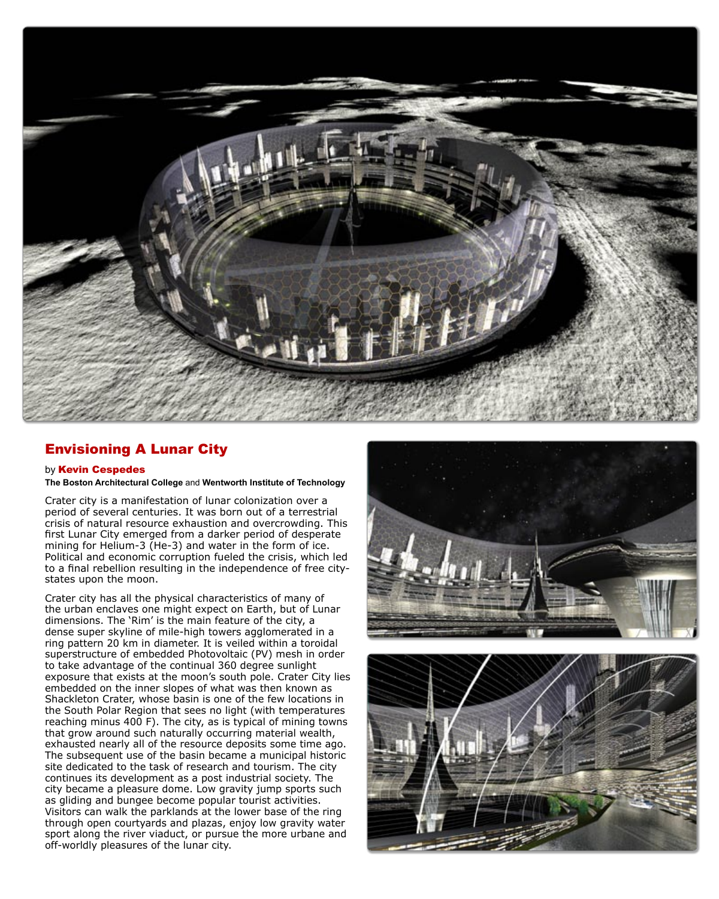## Envisioning A Lunar City

by **Kevin Cespedes**

**The Boston Architectural College** and **Wentworth Institute of Technology**

Crater city is a manifestation of lunar colonization over a period of several centuries. It was born out of a terrestrial crisis of natural resource exhaustion and overcrowding. This first Lunar City emerged from a darker period of desperate mining for Helium-3 (He-3) and water in the form of ice. Political and economic corruption fueled the crisis, which led to a final rebellion resulting in the independence of free city-states upon the moon.

Crater city has all the physical characteristics of many of the urban enclaves one might expect on Earth, but of Lunar dimensions. The 'Rim' is the main feature of the city, a dense super skyline of mile-high towers agglomerated in a ring pattern 20 km in diameter. It is veiled within a toroidal superstructure of embedded Photovoltaic (PV) mesh in order to take advantage of the continual 360 degree sunlight exposure that exists at the moon's south pole. Crater City lies embedded on the inner slopes of what was then known as Shackleton Crater, whose basin is one of the few locations in the South Polar Region that sees no light (with temperatures reaching minus 400 F). The city, as is typical of mining towns that grow around such naturally occurring material wealth, exhausted nearly all of the resource deposits some time ago. The subsequent use of the basin became a municipal historic site dedicated to the task of research and tourism. The city continues its development as a post industrial society. The city became a pleasure dome. Low gravity jump sports such as gliding and bungee become popular tourist activities. Visitors can walk the parklands at the lower base of the ring through open courtyards and plazas, enjoy low gravity water sport along the river viaduct, or pursue the more urbane and off-worldly pleasures of the lunar city.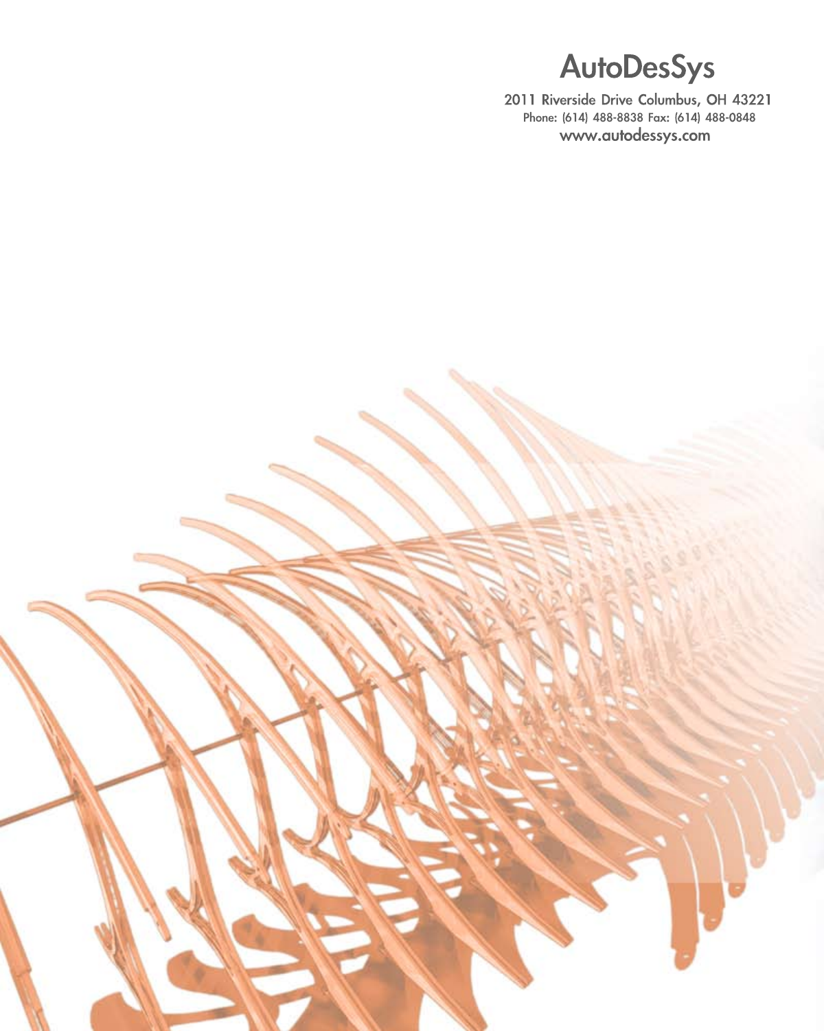# AutoDesSys

2011 Riverside Drive Columbus, OH 43221

Phone: (614) 488-8838 Fax: (614) 488-0848

www.autodessys.com